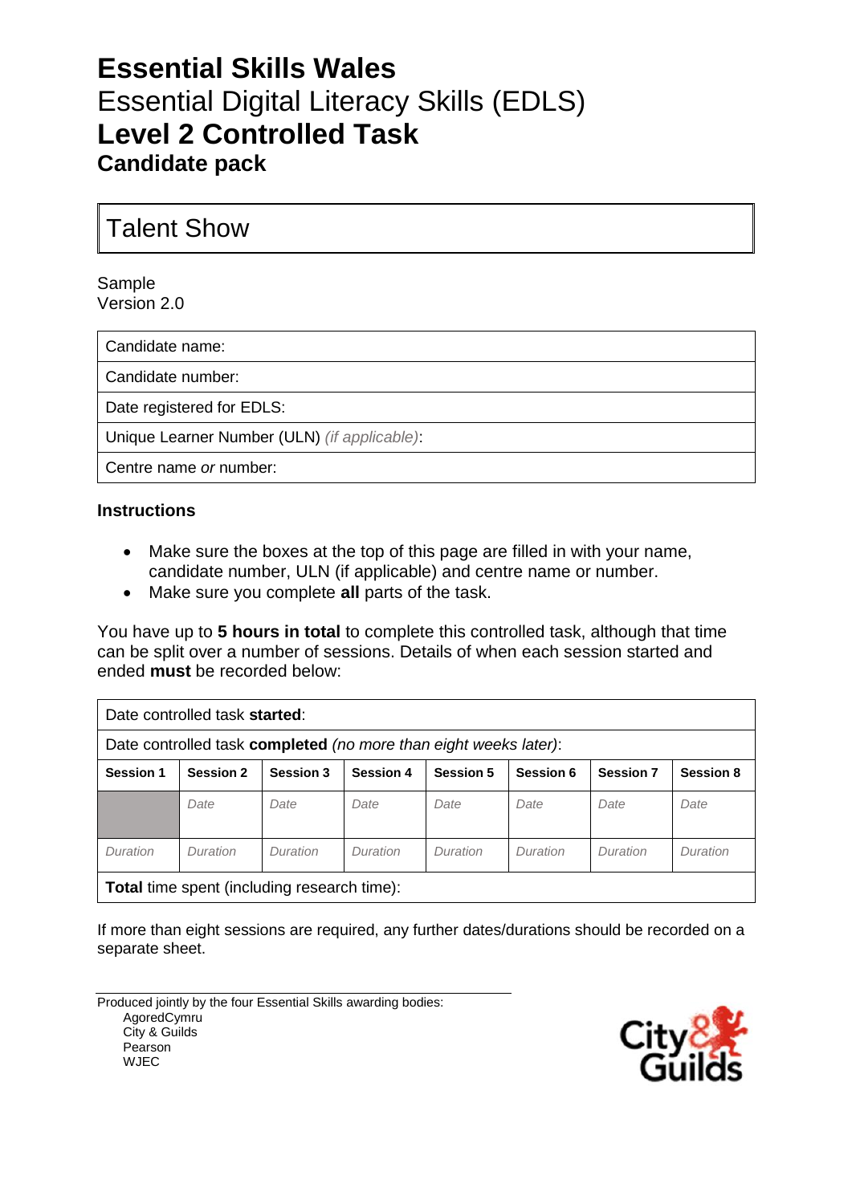# Essential Skills Wales

Essential Digital Literacy Skills (EDLS)

# Level 2 Controlled Task

## Candidate pack

## Talent Show

Sample
Version 2.0

| Candidate name: |
|---|
| Candidate number: |
| Date registered for EDLS: |
| Unique Learner Number (ULN) *(if applicable)*: |
| Centre name *or* number: |

### Instructions

- Make sure the boxes at the top of this page are filled in with your name, candidate number, ULN (if applicable) and centre name or number.
- Make sure you complete **all** parts of the task.

You have up to **5 hours in total** to complete this controlled task, although that time can be split over a number of sessions. Details of when each session started and ended **must** be recorded below:

| Date controlled task **started**: | | | | | | | |
|---|---|---|---|---|---|---|---|
| Date controlled task **completed** *(no more than eight weeks later)*: | | | | | | | |
| **Session 1** | **Session 2** | **Session 3** | **Session 4** | **Session 5** | **Session 6** | **Session 7** | **Session 8** |
| | *Date* | *Date* | *Date* | *Date* | *Date* | *Date* | *Date* |
| *Duration* | *Duration* | *Duration* | *Duration* | *Duration* | *Duration* | *Duration* | *Duration* |
| **Total** time spent (including research time): | | | | | | | |

If more than eight sessions are required, any further dates/durations should be recorded on a separate sheet.

Produced jointly by the four Essential Skills awarding bodies:
AgoredCymru
City & Guilds
Pearson
WJEC

City & Guilds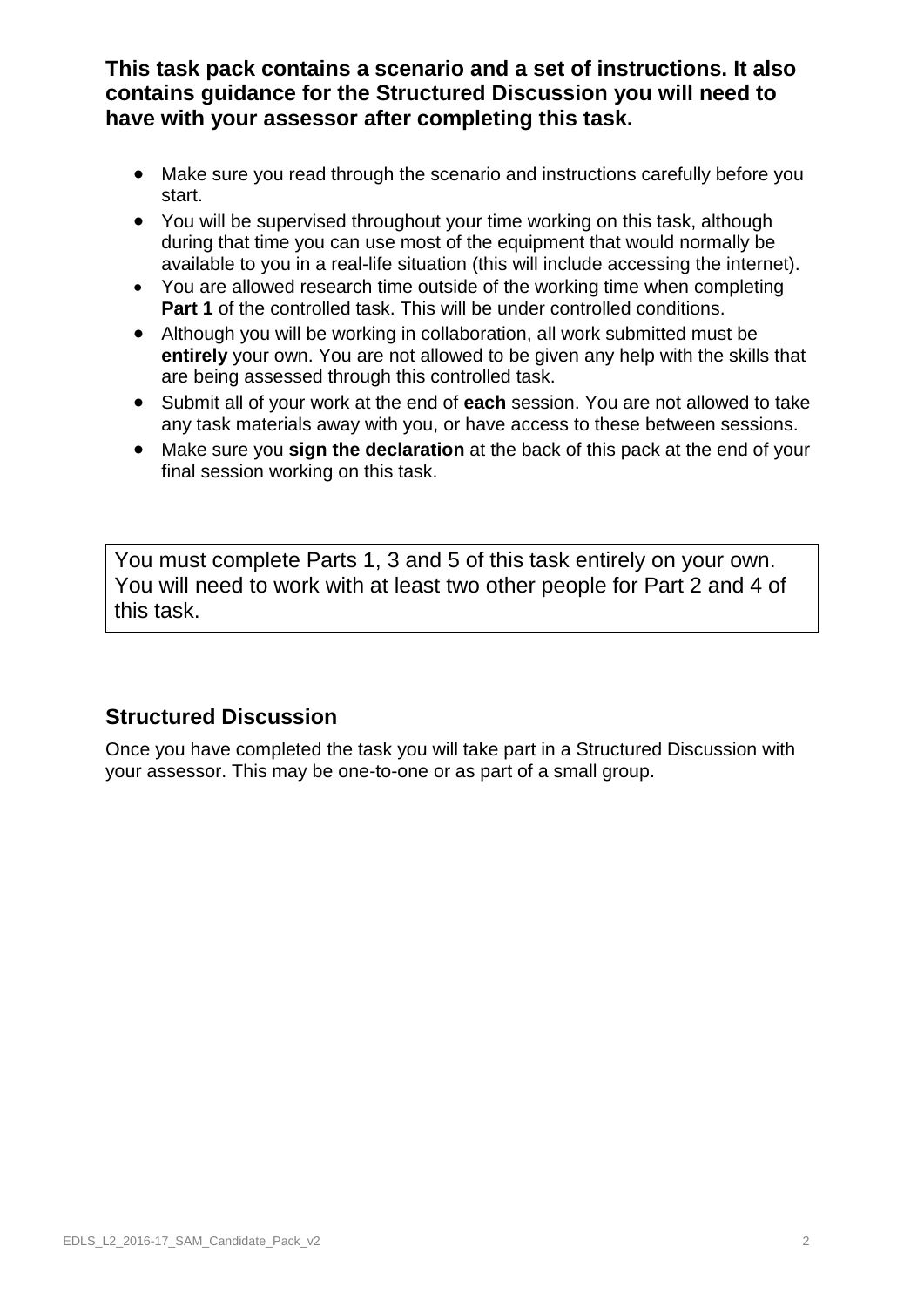**This task pack contains a scenario and a set of instructions. It also contains guidance for the Structured Discussion you will need to have with your assessor after completing this task.**

- Make sure you read through the scenario and instructions carefully before you start.
- You will be supervised throughout your time working on this task, although during that time you can use most of the equipment that would normally be available to you in a real-life situation (this will include accessing the internet).
- You are allowed research time outside of the working time when completing **Part 1** of the controlled task. This will be under controlled conditions.
- Although you will be working in collaboration, all work submitted must be **entirely** your own. You are not allowed to be given any help with the skills that are being assessed through this controlled task.
- Submit all of your work at the end of **each** session. You are not allowed to take any task materials away with you, or have access to these between sessions.
- Make sure you **sign the declaration** at the back of this pack at the end of your final session working on this task.

> You must complete Parts 1, 3 and 5 of this task entirely on your own. You will need to work with at least two other people for Part 2 and 4 of this task.

## Structured Discussion

Once you have completed the task you will take part in a Structured Discussion with your assessor. This may be one-to-one or as part of a small group.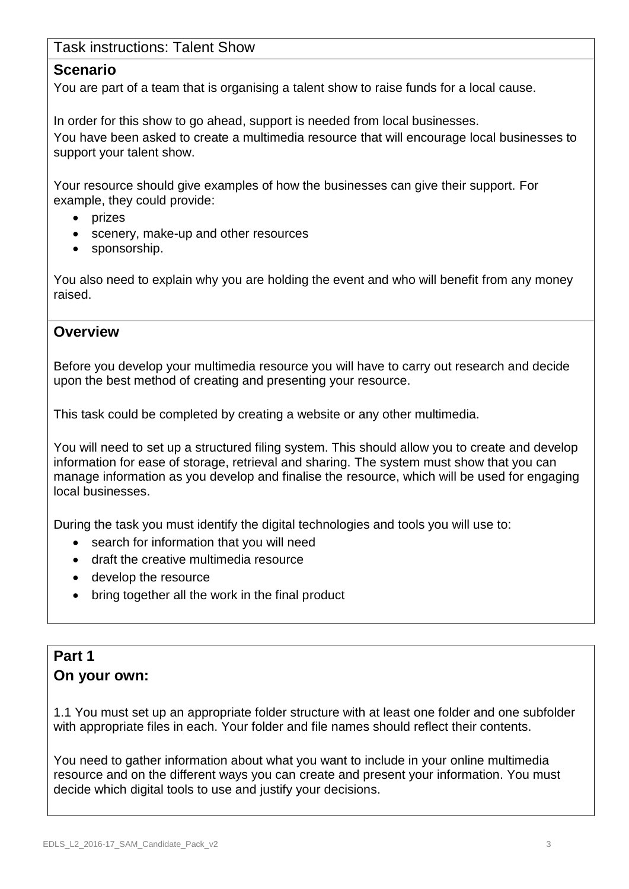Task instructions: Talent Show

## Scenario

You are part of a team that is organising a talent show to raise funds for a local cause.

In order for this show to go ahead, support is needed from local businesses.
You have been asked to create a multimedia resource that will encourage local businesses to support your talent show.

Your resource should give examples of how the businesses can give their support. For example, they could provide:

- prizes
- scenery, make-up and other resources
- sponsorship.

You also need to explain why you are holding the event and who will benefit from any money raised.

## Overview

Before you develop your multimedia resource you will have to carry out research and decide upon the best method of creating and presenting your resource.

This task could be completed by creating a website or any other multimedia.

You will need to set up a structured filing system. This should allow you to create and develop information for ease of storage, retrieval and sharing. The system must show that you can manage information as you develop and finalise the resource, which will be used for engaging local businesses.

During the task you must identify the digital technologies and tools you will use to:

- search for information that you will need
- draft the creative multimedia resource
- develop the resource
- bring together all the work in the final product

## Part 1
## On your own:

1.1 You must set up an appropriate folder structure with at least one folder and one subfolder with appropriate files in each. Your folder and file names should reflect their contents.

You need to gather information about what you want to include in your online multimedia resource and on the different ways you can create and present your information. You must decide which digital tools to use and justify your decisions.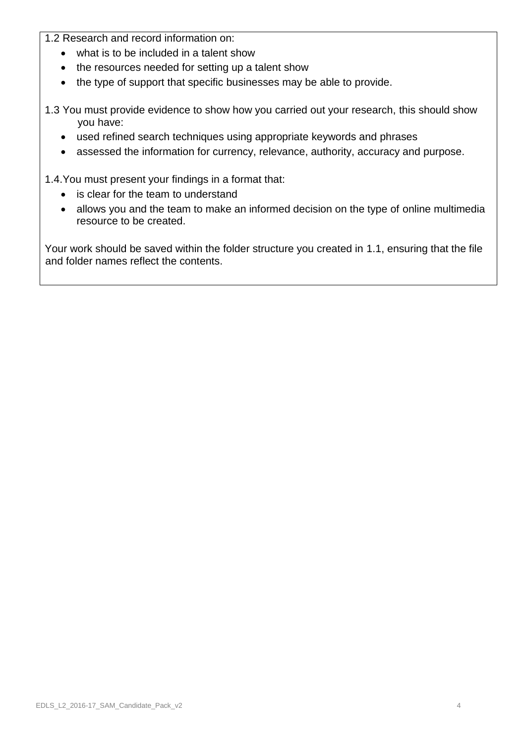1.2 Research and record information on:

- what is to be included in a talent show
- the resources needed for setting up a talent show
- the type of support that specific businesses may be able to provide.

1.3 You must provide evidence to show how you carried out your research, this should show you have:

- used refined search techniques using appropriate keywords and phrases
- assessed the information for currency, relevance, authority, accuracy and purpose.

1.4.You must present your findings in a format that:

- is clear for the team to understand
- allows you and the team to make an informed decision on the type of online multimedia resource to be created.

Your work should be saved within the folder structure you created in 1.1, ensuring that the file and folder names reflect the contents.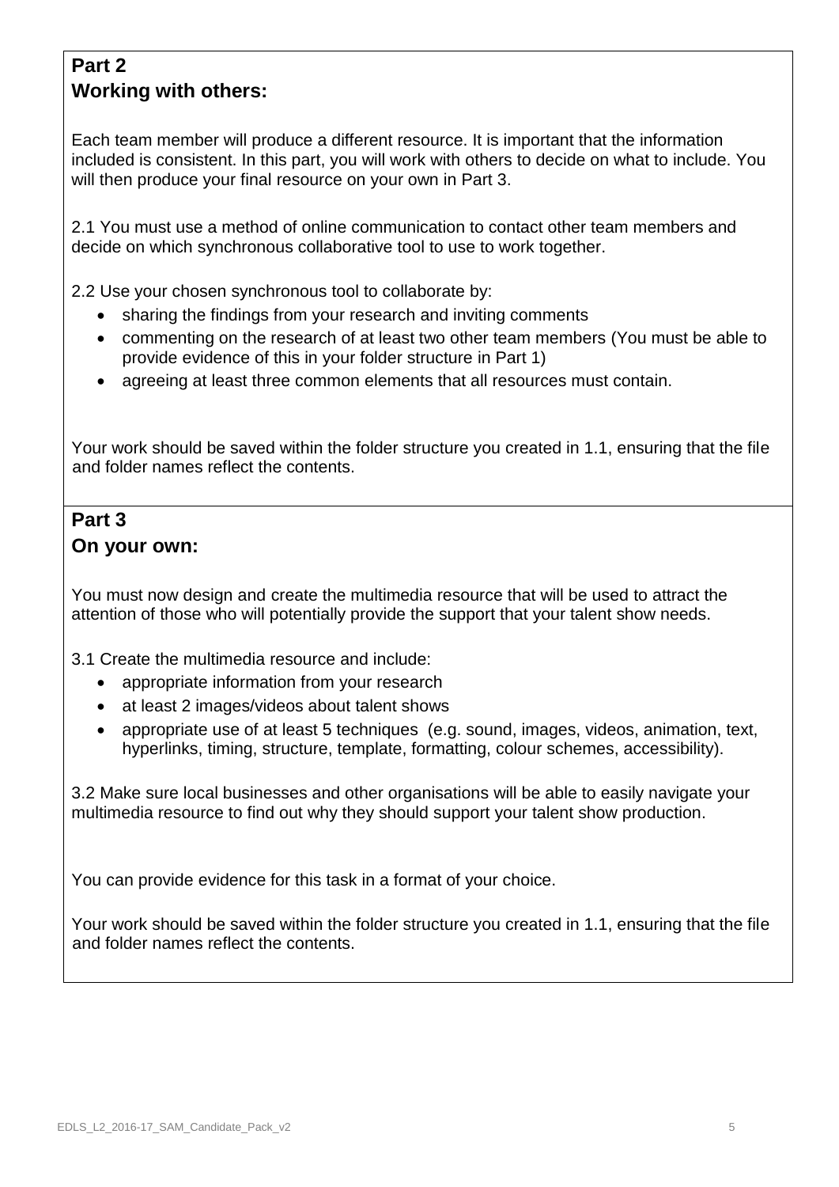## Part 2
## Working with others:

Each team member will produce a different resource. It is important that the information included is consistent. In this part, you will work with others to decide on what to include. You will then produce your final resource on your own in Part 3.

2.1 You must use a method of online communication to contact other team members and decide on which synchronous collaborative tool to use to work together.

2.2 Use your chosen synchronous tool to collaborate by:

- sharing the findings from your research and inviting comments
- commenting on the research of at least two other team members (You must be able to provide evidence of this in your folder structure in Part 1)
- agreeing at least three common elements that all resources must contain.

Your work should be saved within the folder structure you created in 1.1, ensuring that the file and folder names reflect the contents.

## Part 3
## On your own:

You must now design and create the multimedia resource that will be used to attract the attention of those who will potentially provide the support that your talent show needs.

3.1 Create the multimedia resource and include:

- appropriate information from your research
- at least 2 images/videos about talent shows
- appropriate use of at least 5 techniques (e.g. sound, images, videos, animation, text, hyperlinks, timing, structure, template, formatting, colour schemes, accessibility).

3.2 Make sure local businesses and other organisations will be able to easily navigate your multimedia resource to find out why they should support your talent show production.

You can provide evidence for this task in a format of your choice.

Your work should be saved within the folder structure you created in 1.1, ensuring that the file and folder names reflect the contents.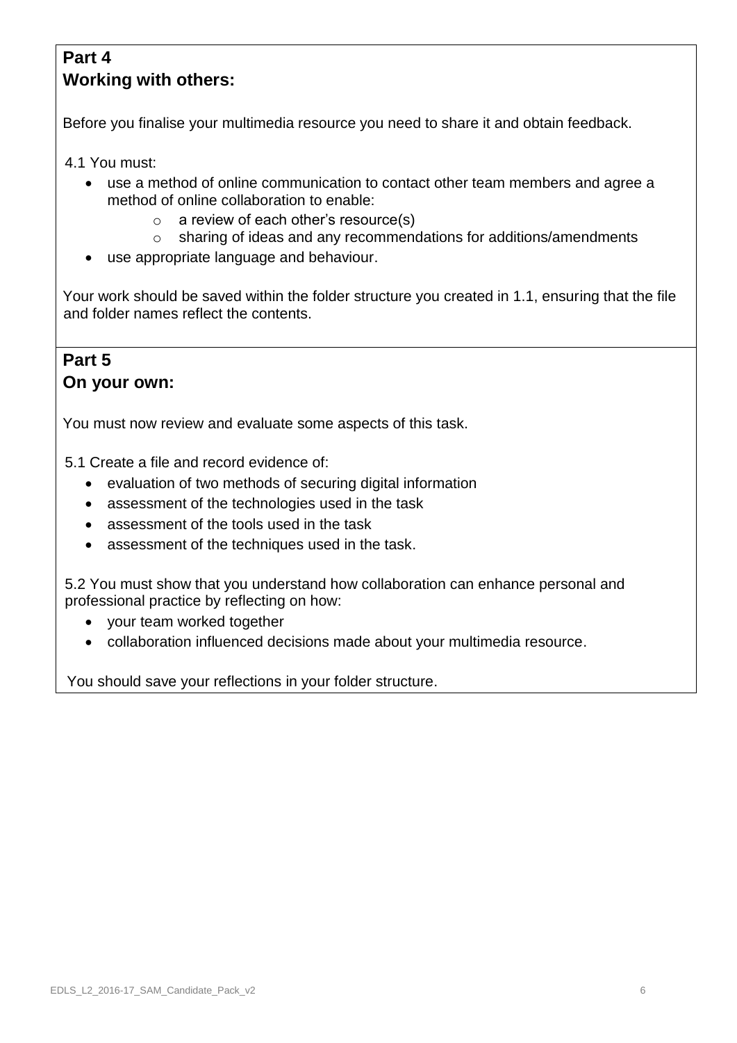## Part 4
## Working with others:

Before you finalise your multimedia resource you need to share it and obtain feedback.

4.1 You must:

- use a method of online communication to contact other team members and agree a method of online collaboration to enable:
  - a review of each other's resource(s)
  - sharing of ideas and any recommendations for additions/amendments
- use appropriate language and behaviour.

Your work should be saved within the folder structure you created in 1.1, ensuring that the file and folder names reflect the contents.

## Part 5
## On your own:

You must now review and evaluate some aspects of this task.

5.1 Create a file and record evidence of:

- evaluation of two methods of securing digital information
- assessment of the technologies used in the task
- assessment of the tools used in the task
- assessment of the techniques used in the task.

5.2 You must show that you understand how collaboration can enhance personal and professional practice by reflecting on how:

- your team worked together
- collaboration influenced decisions made about your multimedia resource.

You should save your reflections in your folder structure.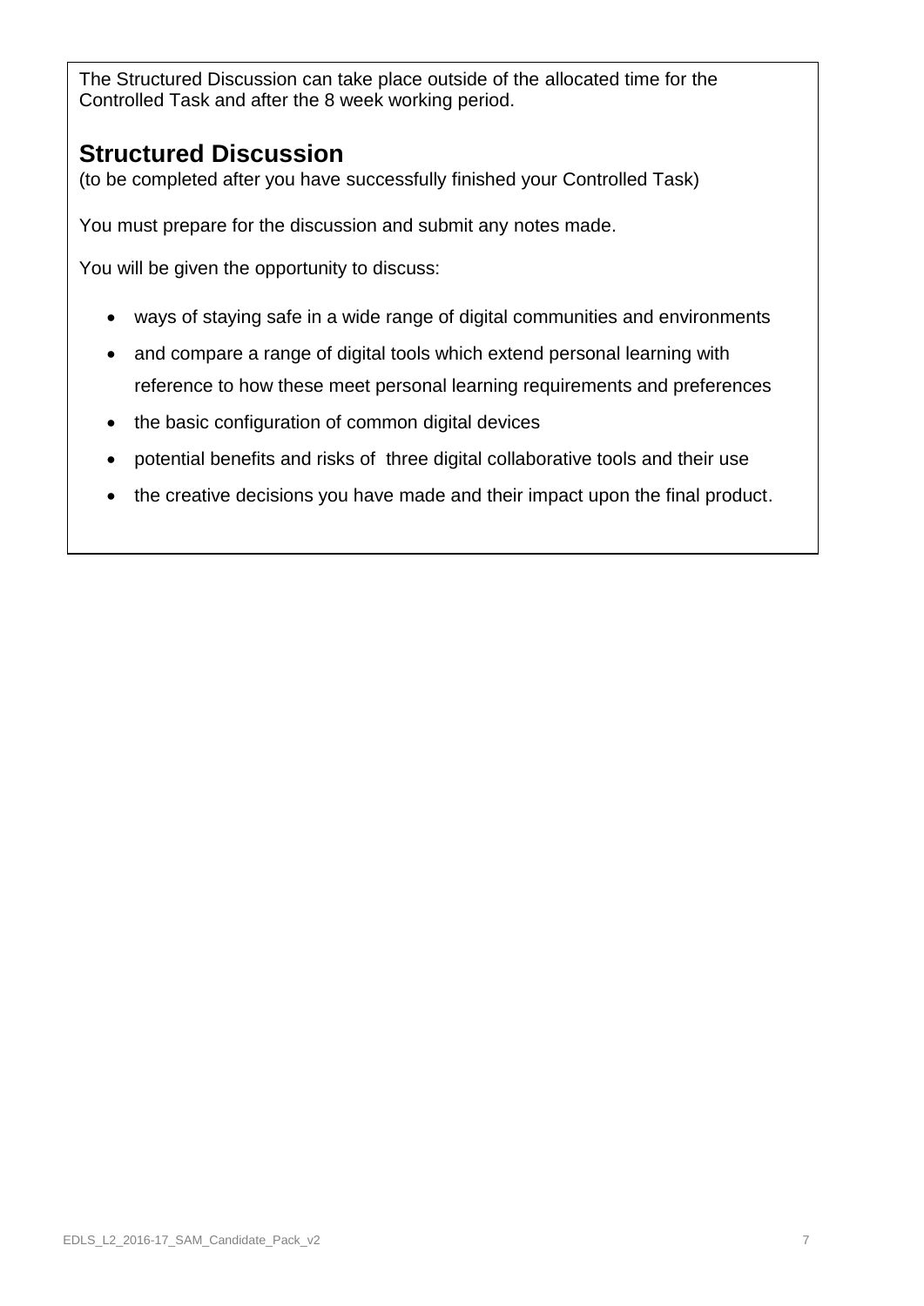The Structured Discussion can take place outside of the allocated time for the Controlled Task and after the 8 week working period.

## Structured Discussion

(to be completed after you have successfully finished your Controlled Task)

You must prepare for the discussion and submit any notes made.

You will be given the opportunity to discuss:

- ways of staying safe in a wide range of digital communities and environments
- and compare a range of digital tools which extend personal learning with reference to how these meet personal learning requirements and preferences
- the basic configuration of common digital devices
- potential benefits and risks of three digital collaborative tools and their use
- the creative decisions you have made and their impact upon the final product.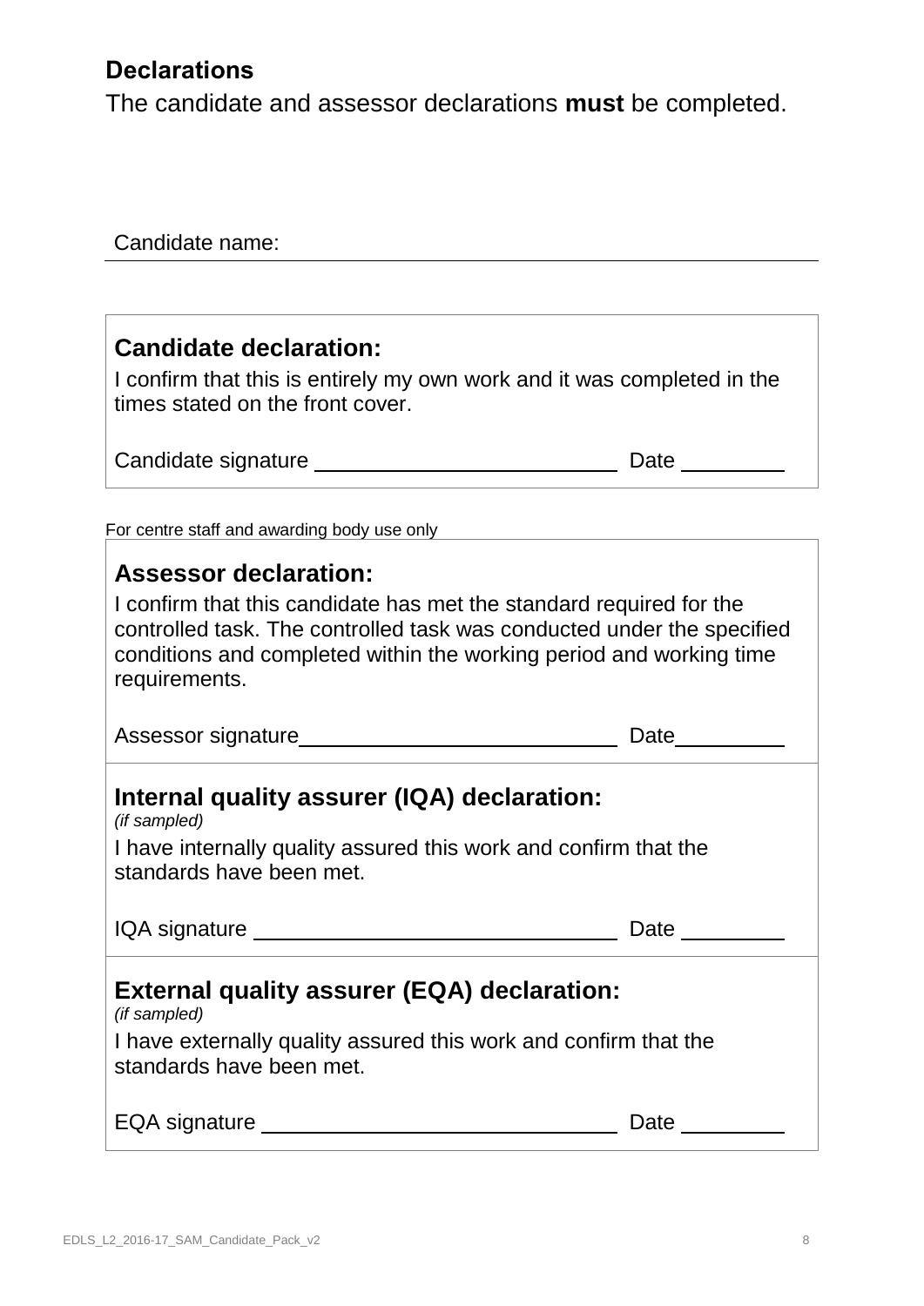## Declarations

The candidate and assessor declarations **must** be completed.

Candidate name: ______________________________________________

### Candidate declaration:

I confirm that this is entirely my own work and it was completed in the times stated on the front cover.

Candidate signature __________________________ Date _________

For centre staff and awarding body use only

### Assessor declaration:

I confirm that this candidate has met the standard required for the controlled task. The controlled task was conducted under the specified conditions and completed within the working period and working time requirements.

Assessor signature__________________________ Date_________

### Internal quality assurer (IQA) declaration:

*(if sampled)*

I have internally quality assured this work and confirm that the standards have been met.

IQA signature ______________________________ Date _________

### External quality assurer (EQA) declaration:

*(if sampled)*

I have externally quality assured this work and confirm that the standards have been met.

EQA signature ______________________________ Date _________